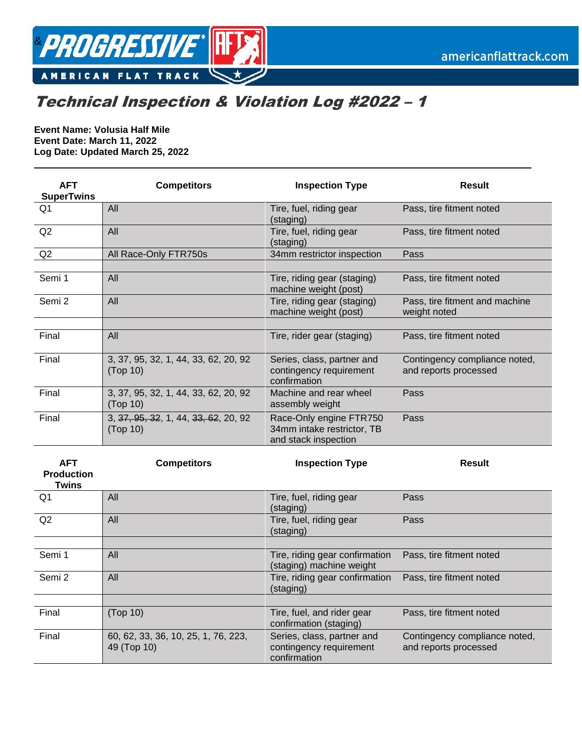# Technical Inspection & Violation Log #2022 – 1

**Event Name: Volusia Half Mile**
**Event Date: March 11, 2022**
**Log Date: Updated March 25, 2022**

---

| AFT SuperTwins | Competitors | Inspection Type | Result |
|---|---|---|---|
| Q1 | All | Tire, fuel, riding gear (staging) | Pass, tire fitment noted |
| Q2 | All | Tire, fuel, riding gear (staging) | Pass, tire fitment noted |
| Q2 | All Race-Only FTR750s | 34mm restrictor inspection | Pass |
| | | | |
| Semi 1 | All | Tire, riding gear (staging) machine weight (post) | Pass, tire fitment noted |
| Semi 2 | All | Tire, riding gear (staging) machine weight (post) | Pass, tire fitment and machine weight noted |
| | | | |
| Final | All | Tire, rider gear (staging) | Pass, tire fitment noted |
| Final | 3, 37, 95, 32, 1, 44, 33, 62, 20, 92 (Top 10) | Series, class, partner and contingency requirement confirmation | Contingency compliance noted, and reports processed |
| Final | 3, 37, 95, 32, 1, 44, 33, 62, 20, 92 (Top 10) | Machine and rear wheel assembly weight | Pass |
| Final | 3, ~~37, 95, 32~~, 1, 44, ~~33, 62~~, 20, 92 (Top 10) | Race-Only engine FTR750 34mm intake restrictor, TB and stack inspection | Pass |

| AFT Production Twins | Competitors | Inspection Type | Result |
|---|---|---|---|
| Q1 | All | Tire, fuel, riding gear (staging) | Pass |
| Q2 | All | Tire, fuel, riding gear (staging) | Pass |
| | | | |
| Semi 1 | All | Tire, riding gear confirmation (staging) machine weight | Pass, tire fitment noted |
| Semi 2 | All | Tire, riding gear confirmation (staging) | Pass, tire fitment noted |
| | | | |
| Final | (Top 10) | Tire, fuel, and rider gear confirmation (staging) | Pass, tire fitment noted |
| Final | 60, 62, 33, 36, 10, 25, 1, 76, 223, 49 (Top 10) | Series, class, partner and contingency requirement confirmation | Contingency compliance noted, and reports processed |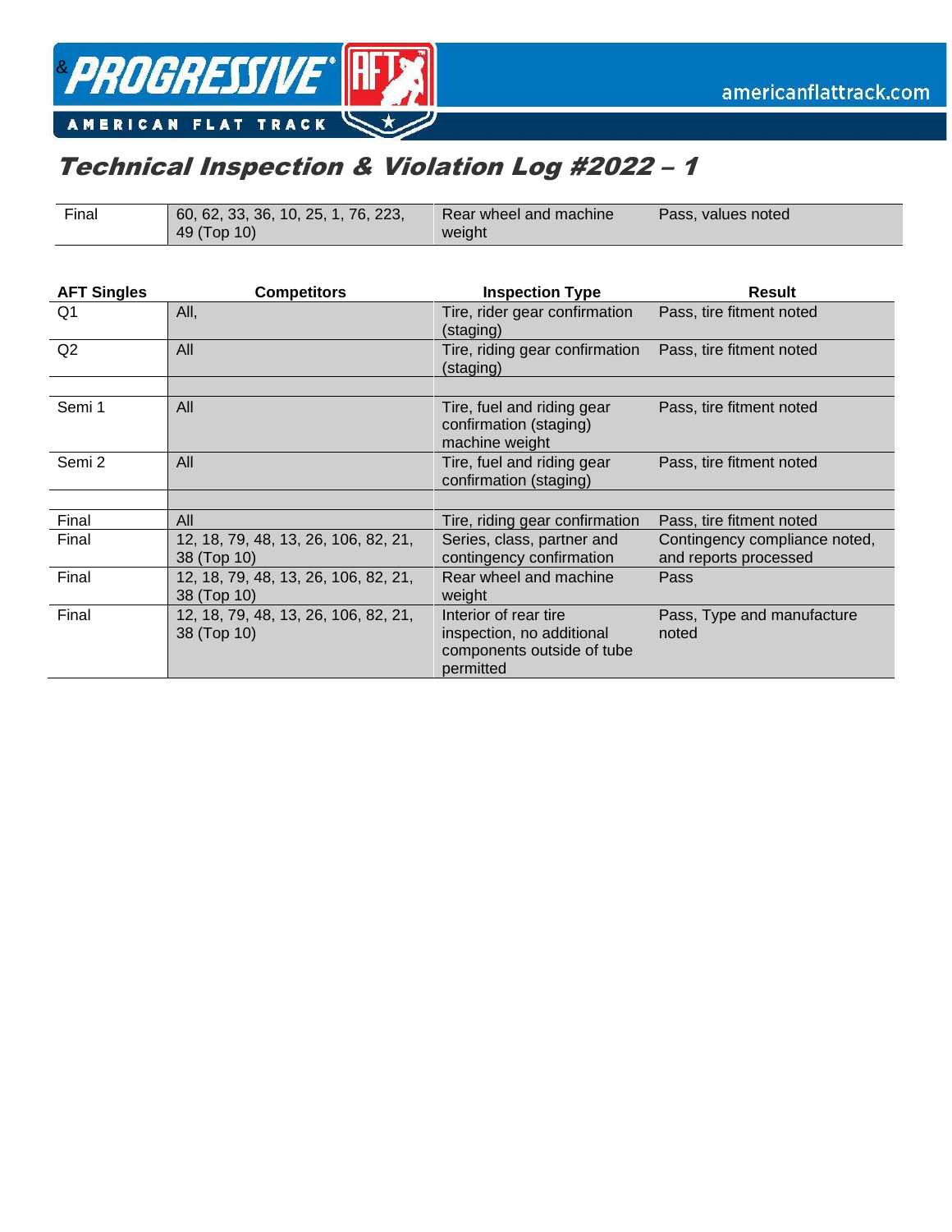# Technical Inspection & Violation Log #2022 – 1

| | | | |
|---|---|---|---|
| Final | 60, 62, 33, 36, 10, 25, 1, 76, 223, 49 (Top 10) | Rear wheel and machine weight | Pass, values noted |

| AFT Singles | Competitors | Inspection Type | Result |
|---|---|---|---|
| Q1 | All, | Tire, rider gear confirmation (staging) | Pass, tire fitment noted |
| Q2 | All | Tire, riding gear confirmation (staging) | Pass, tire fitment noted |
| | | | |
| Semi 1 | All | Tire, fuel and riding gear confirmation (staging) machine weight | Pass, tire fitment noted |
| Semi 2 | All | Tire, fuel and riding gear confirmation (staging) | Pass, tire fitment noted |
| | | | |
| Final | All | Tire, riding gear confirmation | Pass, tire fitment noted |
| Final | 12, 18, 79, 48, 13, 26, 106, 82, 21, 38 (Top 10) | Series, class, partner and contingency confirmation | Contingency compliance noted, and reports processed |
| Final | 12, 18, 79, 48, 13, 26, 106, 82, 21, 38 (Top 10) | Rear wheel and machine weight | Pass |
| Final | 12, 18, 79, 48, 13, 26, 106, 82, 21, 38 (Top 10) | Interior of rear tire inspection, no additional components outside of tube permitted | Pass, Type and manufacture noted |